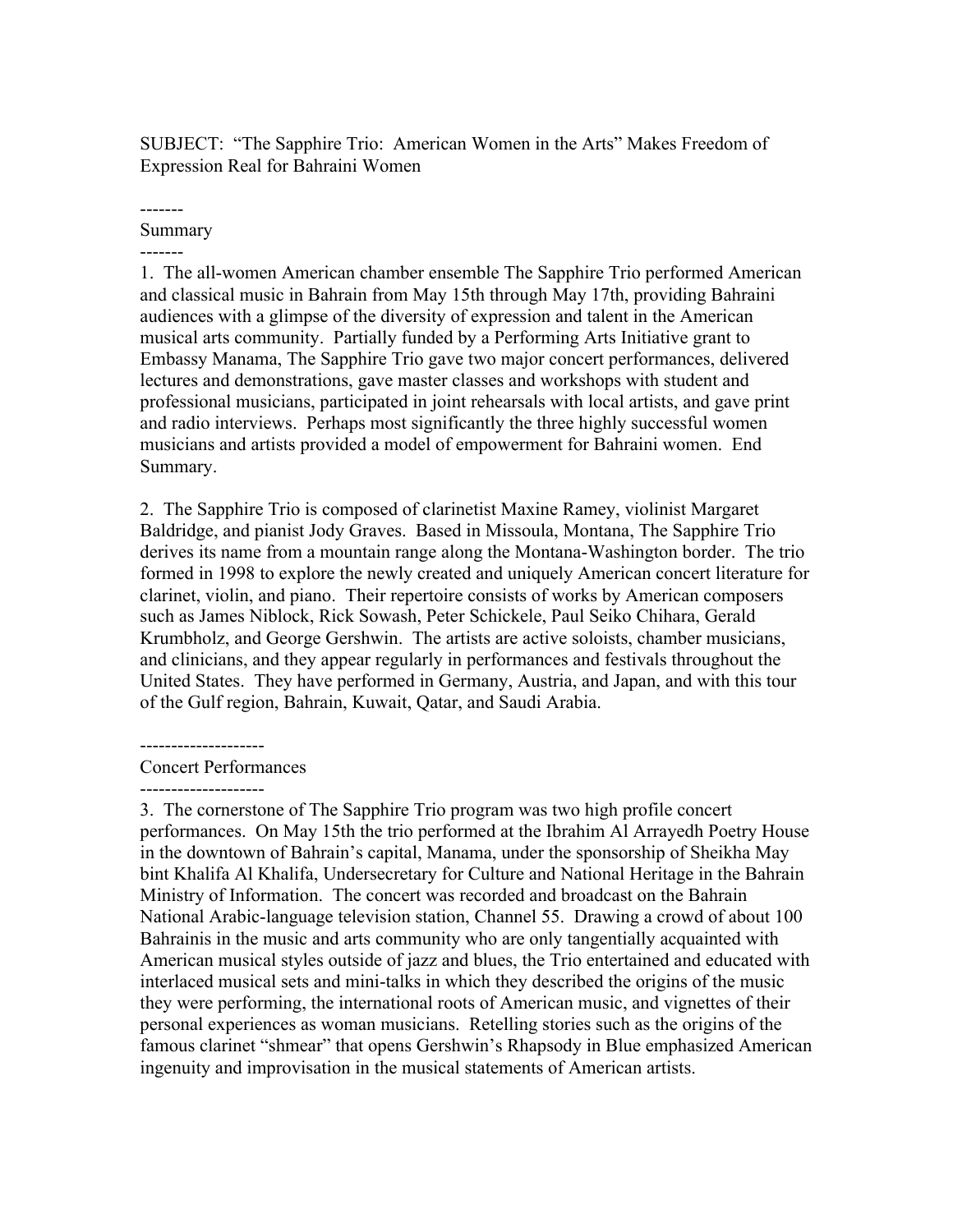SUBJECT: "The Sapphire Trio: American Women in the Arts" Makes Freedom of Expression Real for Bahraini Women

-------
## Summary
-------

1. The all-women American chamber ensemble The Sapphire Trio performed American and classical music in Bahrain from May 15th through May 17th, providing Bahraini audiences with a glimpse of the diversity of expression and talent in the American musical arts community. Partially funded by a Performing Arts Initiative grant to Embassy Manama, The Sapphire Trio gave two major concert performances, delivered lectures and demonstrations, gave master classes and workshops with student and professional musicians, participated in joint rehearsals with local artists, and gave print and radio interviews. Perhaps most significantly the three highly successful women musicians and artists provided a model of empowerment for Bahraini women. End Summary.

2. The Sapphire Trio is composed of clarinetist Maxine Ramey, violinist Margaret Baldridge, and pianist Jody Graves. Based in Missoula, Montana, The Sapphire Trio derives its name from a mountain range along the Montana-Washington border. The trio formed in 1998 to explore the newly created and uniquely American concert literature for clarinet, violin, and piano. Their repertoire consists of works by American composers such as James Niblock, Rick Sowash, Peter Schickele, Paul Seiko Chihara, Gerald Krumbholz, and George Gershwin. The artists are active soloists, chamber musicians, and clinicians, and they appear regularly in performances and festivals throughout the United States. They have performed in Germany, Austria, and Japan, and with this tour of the Gulf region, Bahrain, Kuwait, Qatar, and Saudi Arabia.

--------------------
## Concert Performances
--------------------

3. The cornerstone of The Sapphire Trio program was two high profile concert performances. On May 15th the trio performed at the Ibrahim Al Arrayedh Poetry House in the downtown of Bahrain's capital, Manama, under the sponsorship of Sheikha May bint Khalifa Al Khalifa, Undersecretary for Culture and National Heritage in the Bahrain Ministry of Information. The concert was recorded and broadcast on the Bahrain National Arabic-language television station, Channel 55. Drawing a crowd of about 100 Bahrainis in the music and arts community who are only tangentially acquainted with American musical styles outside of jazz and blues, the Trio entertained and educated with interlaced musical sets and mini-talks in which they described the origins of the music they were performing, the international roots of American music, and vignettes of their personal experiences as woman musicians. Retelling stories such as the origins of the famous clarinet "shmear" that opens Gershwin's Rhapsody in Blue emphasized American ingenuity and improvisation in the musical statements of American artists.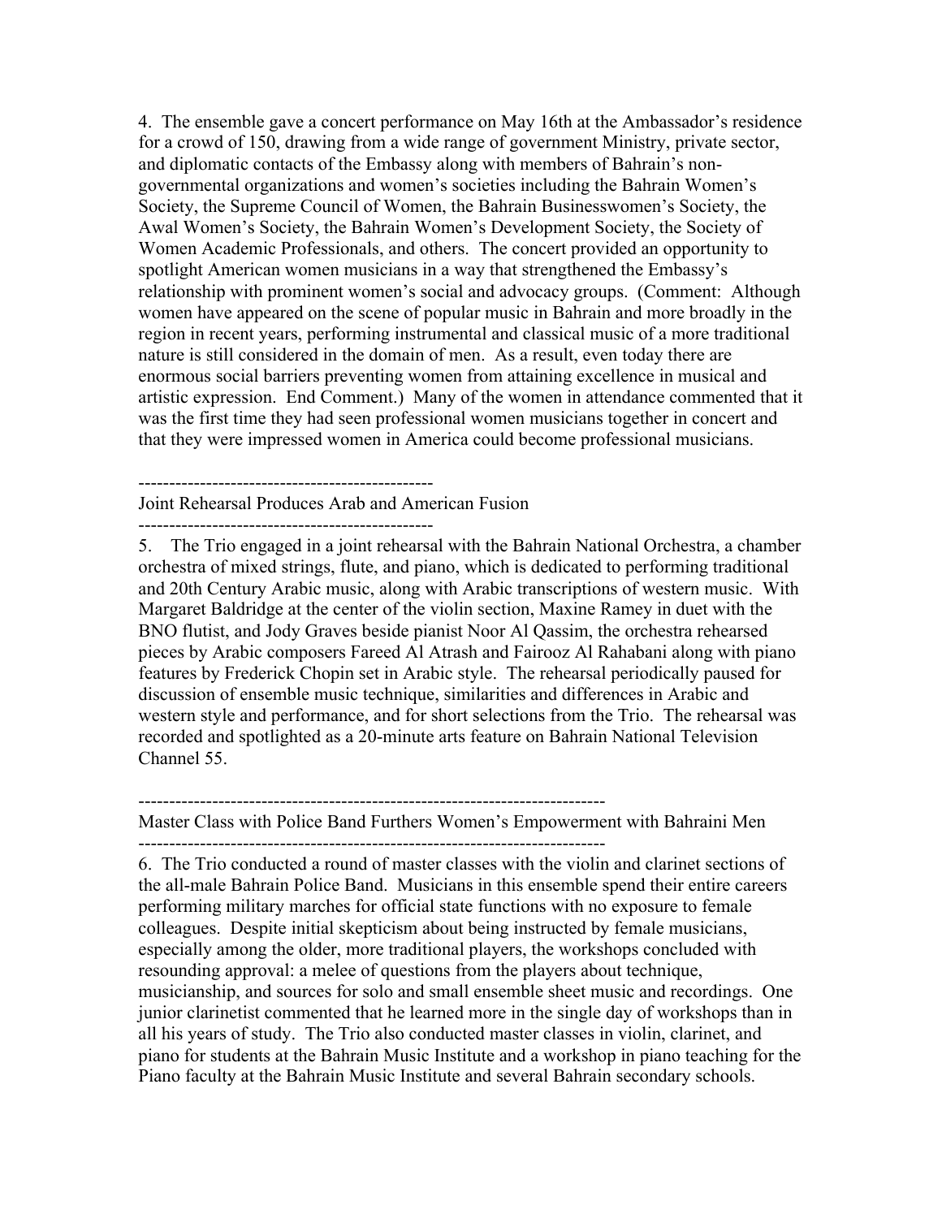4. The ensemble gave a concert performance on May 16th at the Ambassador's residence for a crowd of 150, drawing from a wide range of government Ministry, private sector, and diplomatic contacts of the Embassy along with members of Bahrain's non-governmental organizations and women's societies including the Bahrain Women's Society, the Supreme Council of Women, the Bahrain Businesswomen's Society, the Awal Women's Society, the Bahrain Women's Development Society, the Society of Women Academic Professionals, and others. The concert provided an opportunity to spotlight American women musicians in a way that strengthened the Embassy's relationship with prominent women's social and advocacy groups. (Comment: Although women have appeared on the scene of popular music in Bahrain and more broadly in the region in recent years, performing instrumental and classical music of a more traditional nature is still considered in the domain of men. As a result, even today there are enormous social barriers preventing women from attaining excellence in musical and artistic expression. End Comment.) Many of the women in attendance commented that it was the first time they had seen professional women musicians together in concert and that they were impressed women in America could become professional musicians.

------------------------------------------------
Joint Rehearsal Produces Arab and American Fusion
------------------------------------------------

5. The Trio engaged in a joint rehearsal with the Bahrain National Orchestra, a chamber orchestra of mixed strings, flute, and piano, which is dedicated to performing traditional and 20th Century Arabic music, along with Arabic transcriptions of western music. With Margaret Baldridge at the center of the violin section, Maxine Ramey in duet with the BNO flutist, and Jody Graves beside pianist Noor Al Qassim, the orchestra rehearsed pieces by Arabic composers Fareed Al Atrash and Fairooz Al Rahabani along with piano features by Frederick Chopin set in Arabic style. The rehearsal periodically paused for discussion of ensemble music technique, similarities and differences in Arabic and western style and performance, and for short selections from the Trio. The rehearsal was recorded and spotlighted as a 20-minute arts feature on Bahrain National Television Channel 55.

---------------------------------------------------------------------------
Master Class with Police Band Furthers Women's Empowerment with Bahraini Men
---------------------------------------------------------------------------

6. The Trio conducted a round of master classes with the violin and clarinet sections of the all-male Bahrain Police Band. Musicians in this ensemble spend their entire careers performing military marches for official state functions with no exposure to female colleagues. Despite initial skepticism about being instructed by female musicians, especially among the older, more traditional players, the workshops concluded with resounding approval: a melee of questions from the players about technique, musicianship, and sources for solo and small ensemble sheet music and recordings. One junior clarinetist commented that he learned more in the single day of workshops than in all his years of study. The Trio also conducted master classes in violin, clarinet, and piano for students at the Bahrain Music Institute and a workshop in piano teaching for the Piano faculty at the Bahrain Music Institute and several Bahrain secondary schools.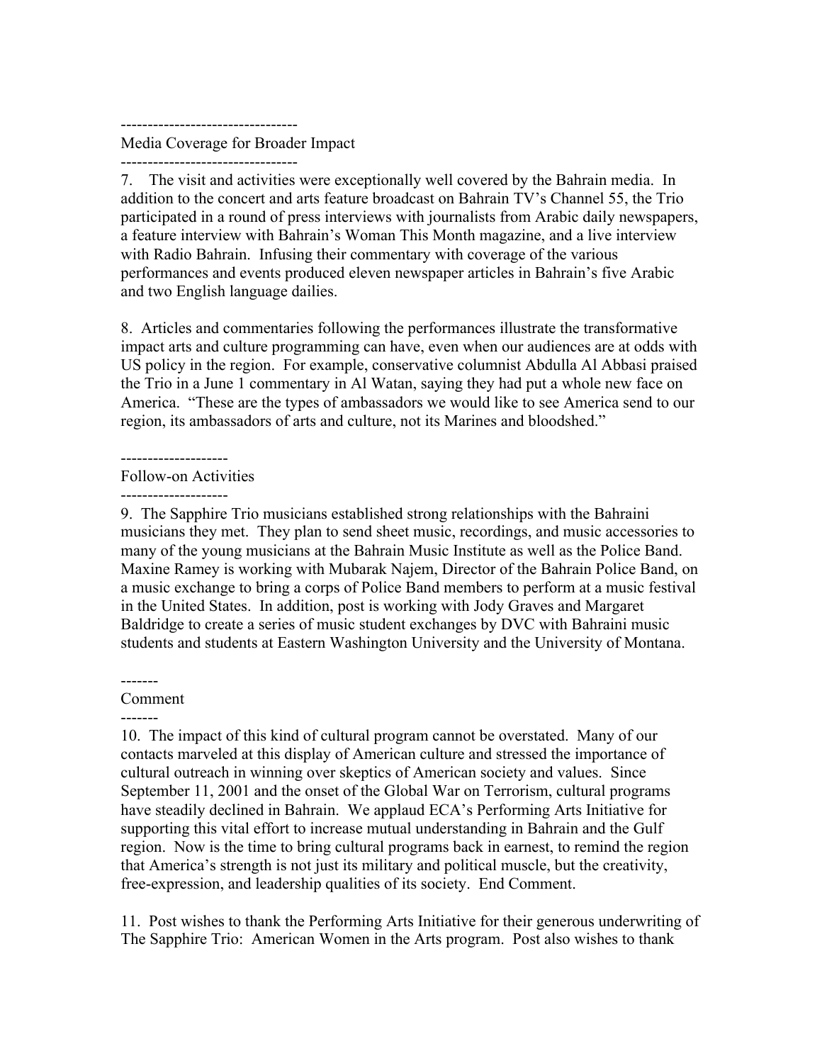---------------------------------
Media Coverage for Broader Impact
---------------------------------

7. The visit and activities were exceptionally well covered by the Bahrain media. In addition to the concert and arts feature broadcast on Bahrain TV's Channel 55, the Trio participated in a round of press interviews with journalists from Arabic daily newspapers, a feature interview with Bahrain's Woman This Month magazine, and a live interview with Radio Bahrain. Infusing their commentary with coverage of the various performances and events produced eleven newspaper articles in Bahrain's five Arabic and two English language dailies.

8. Articles and commentaries following the performances illustrate the transformative impact arts and culture programming can have, even when our audiences are at odds with US policy in the region. For example, conservative columnist Abdulla Al Abbasi praised the Trio in a June 1 commentary in Al Watan, saying they had put a whole new face on America. "These are the types of ambassadors we would like to see America send to our region, its ambassadors of arts and culture, not its Marines and bloodshed."

--------------------
Follow-on Activities
--------------------

9. The Sapphire Trio musicians established strong relationships with the Bahraini musicians they met. They plan to send sheet music, recordings, and music accessories to many of the young musicians at the Bahrain Music Institute as well as the Police Band. Maxine Ramey is working with Mubarak Najem, Director of the Bahrain Police Band, on a music exchange to bring a corps of Police Band members to perform at a music festival in the United States. In addition, post is working with Jody Graves and Margaret Baldridge to create a series of music student exchanges by DVC with Bahraini music students and students at Eastern Washington University and the University of Montana.

-------
Comment
-------

10. The impact of this kind of cultural program cannot be overstated. Many of our contacts marveled at this display of American culture and stressed the importance of cultural outreach in winning over skeptics of American society and values. Since September 11, 2001 and the onset of the Global War on Terrorism, cultural programs have steadily declined in Bahrain. We applaud ECA's Performing Arts Initiative for supporting this vital effort to increase mutual understanding in Bahrain and the Gulf region. Now is the time to bring cultural programs back in earnest, to remind the region that America's strength is not just its military and political muscle, but the creativity, free-expression, and leadership qualities of its society. End Comment.

11. Post wishes to thank the Performing Arts Initiative for their generous underwriting of The Sapphire Trio: American Women in the Arts program. Post also wishes to thank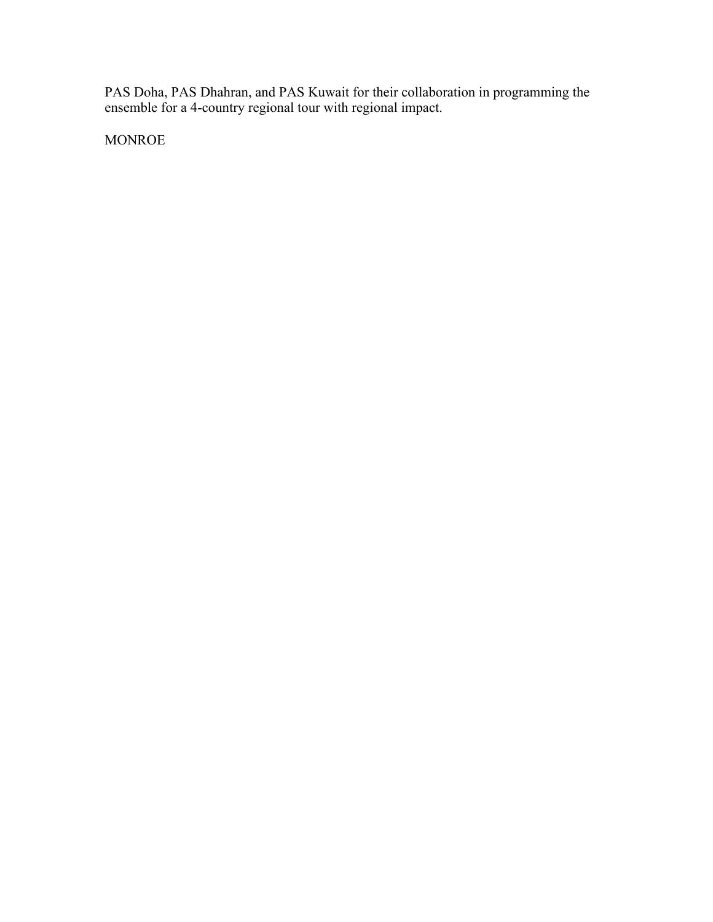PAS Doha, PAS Dhahran, and PAS Kuwait for their collaboration in programming the ensemble for a 4-country regional tour with regional impact.

MONROE